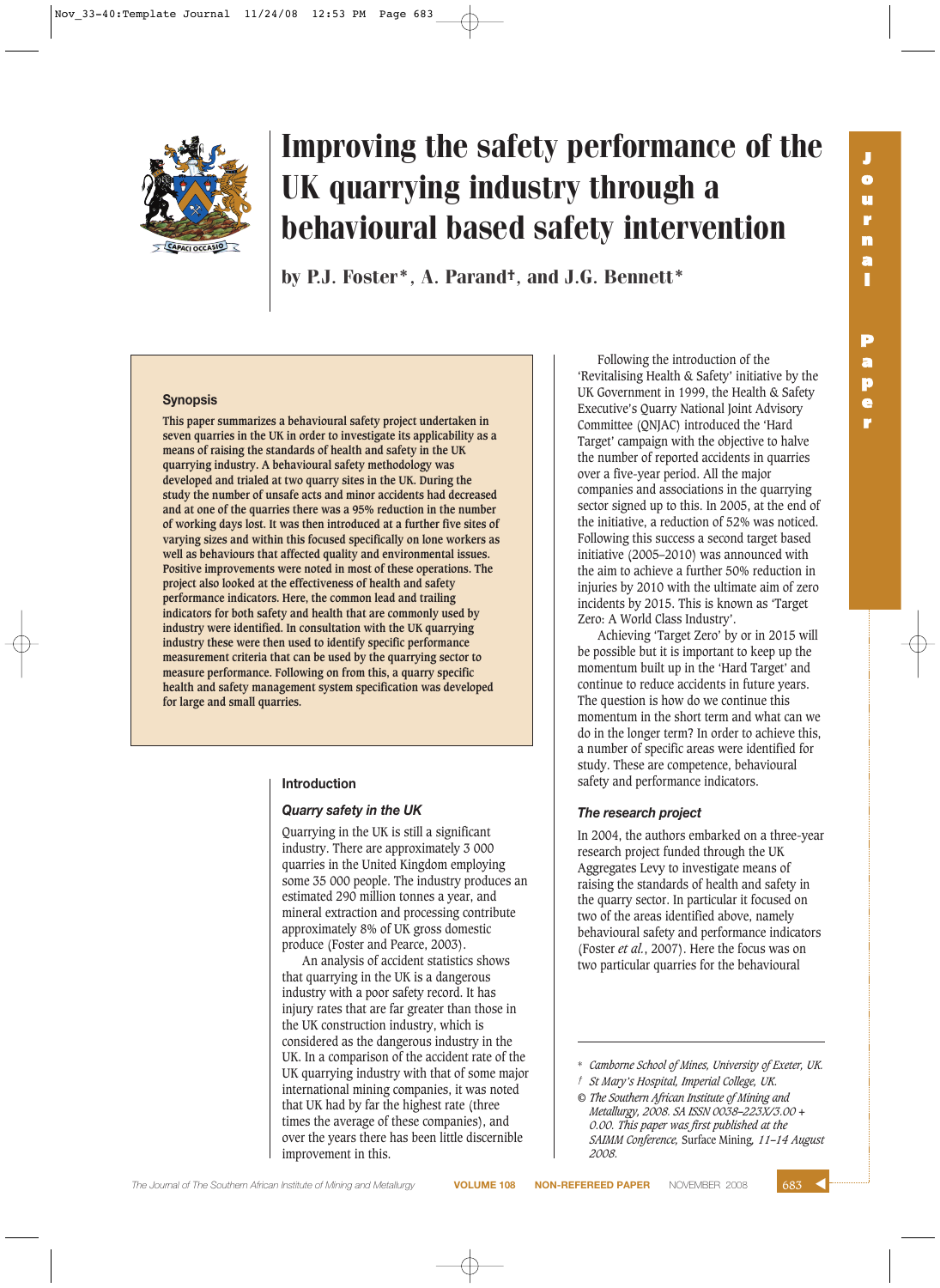# Improving the safety performance of the UK quarrying industry through a behavioural based safety intervention

by P.J. Foster*, A. Parand†, and J.G. Bennett*

## Synopsis

**This paper summarizes a behavioural safety project undertaken in seven quarries in the UK in order to investigate its applicability as a means of raising the standards of health and safety in the UK quarrying industry. A behavioural safety methodology was developed and trialed at two quarry sites in the UK. During the study the number of unsafe acts and minor accidents had decreased and at one of the quarries there was a 95% reduction in the number of working days lost. It was then introduced at a further five sites of varying sizes and within this focused specifically on lone workers as well as behaviours that affected quality and environmental issues. Positive improvements were noted in most of these operations. The project also looked at the effectiveness of health and safety performance indicators. Here, the common lead and trailing indicators for both safety and health that are commonly used by industry were identified. In consultation with the UK quarrying industry these were then used to identify specific performance measurement criteria that can be used by the quarrying sector to measure performance. Following on from this, a quarry specific health and safety management system specification was developed for large and small quarries.**

## Introduction

### *Quarry safety in the UK*

Quarrying in the UK is still a significant industry. There are approximately 3 000 quarries in the United Kingdom employing some 35 000 people. The industry produces an estimated 290 million tonnes a year, and mineral extraction and processing contribute approximately 8% of UK gross domestic produce (Foster and Pearce, 2003).

An analysis of accident statistics shows that quarrying in the UK is a dangerous industry with a poor safety record. It has injury rates that are far greater than those in the UK construction industry, which is considered as the dangerous industry in the UK. In a comparison of the accident rate of the UK quarrying industry with that of some major international mining companies, it was noted that UK had by far the highest rate (three times the average of these companies), and over the years there has been little discernible improvement in this.

Following the introduction of the 'Revitalising Health & Safety' initiative by the UK Government in 1999, the Health & Safety Executive's Quarry National Joint Advisory Committee (QNJAC) introduced the 'Hard Target' campaign with the objective to halve the number of reported accidents in quarries over a five-year period. All the major companies and associations in the quarrying sector signed up to this. In 2005, at the end of the initiative, a reduction of 52% was noticed. Following this success a second target based initiative (2005–2010) was announced with the aim to achieve a further 50% reduction in injuries by 2010 with the ultimate aim of zero incidents by 2015. This is known as 'Target Zero: A World Class Industry'.

Achieving 'Target Zero' by or in 2015 will be possible but it is important to keep up the momentum built up in the 'Hard Target' and continue to reduce accidents in future years. The question is how do we continue this momentum in the short term and what can we do in the longer term? In order to achieve this, a number of specific areas were identified for study. These are competence, behavioural safety and performance indicators.

### *The research project*

In 2004, the authors embarked on a three-year research project funded through the UK Aggregates Levy to investigate means of raising the standards of health and safety in the quarry sector. In particular it focused on two of the areas identified above, namely behavioural safety and performance indicators (Foster *et al.*, 2007). Here the focus was on two particular quarries for the behavioural

---

\* *Camborne School of Mines, University of Exeter, UK.*

† *St Mary's Hospital, Imperial College, UK.*

© *The Southern African Institute of Mining and Metallurgy, 2008. SA ISSN 0038–223X/3.00 + 0.00. This paper was first published at the SAIMM Conference,* Surface Mining, *11–14 August 2008.*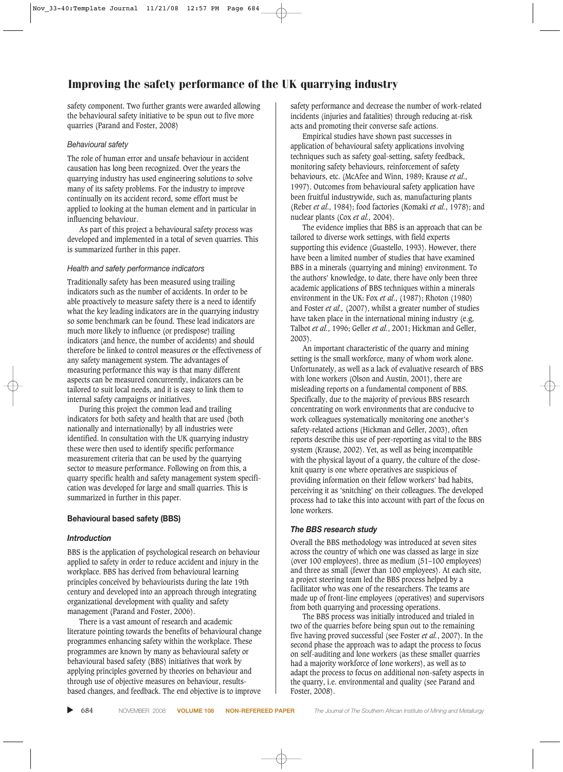safety component. Two further grants were awarded allowing the behavioural safety initiative to be spun out to five more quarries (Parand and Foster, 2008)

*Behavioural safety*

The role of human error and unsafe behaviour in accident causation has long been recognized. Over the years the quarrying industry has used engineering solutions to solve many of its safety problems. For the industry to improve continually on its accident record, some effort must be applied to looking at the human element and in particular in influencing behaviour.

As part of this project a behavioural safety process was developed and implemented in a total of seven quarries. This is summarized further in this paper.

*Health and safety performance indicators*

Traditionally safety has been measured using trailing indicators such as the number of accidents. In order to be able proactively to measure safety there is a need to identify what the key leading indicators are in the quarrying industry so some benchmark can be found. These lead indicators are much more likely to influence (or predispose) trailing indicators (and hence, the number of accidents) and should therefore be linked to control measures or the effectiveness of any safety management system. The advantages of measuring performance this way is that many different aspects can be measured concurrently, indicators can be tailored to suit local needs, and it is easy to link them to internal safety campaigns or initiatives.

During this project the common lead and trailing indicators for both safety and health that are used (both nationally and internationally) by all industries were identified. In consultation with the UK quarrying industry these were then used to identify specific performance measurement criteria that can be used by the quarrying sector to measure performance. Following on from this, a quarry specific health and safety management system specification was developed for large and small quarries. This is summarized in further in this paper.

## Behavioural based safety (BBS)

### *Introduction*

BBS is the application of psychological research on behaviour applied to safety in order to reduce accident and injury in the workplace. BBS has derived from behavioural learning principles conceived by behaviourists during the late 19th century and developed into an approach through integrating organizational development with quality and safety management (Parand and Foster, 2006).

There is a vast amount of research and academic literature pointing towards the benefits of behavioural change programmes enhancing safety within the workplace. These programmes are known by many as behavioural safety or behavioural based safety (BBS) initiatives that work by applying principles governed by theories on behaviour and through use of objective measures on behaviour, results-based changes, and feedback. The end objective is to improve safety performance and decrease the number of work-related incidents (injuries and fatalities) through reducing at-risk acts and promoting their converse safe actions.

Empirical studies have shown past successes in application of behavioural safety applications involving techniques such as safety goal-setting, safety feedback, monitoring safety behaviours, reinforcement of safety behaviours, etc. (McAfee and Winn, 1989; Krause *et al.*, 1997). Outcomes from behavioural safety application have been fruitful industrywide, such as, manufacturing plants (Reber *et al.*, 1984); food factories (Komaki *et al.*, 1978); and nuclear plants (Cox *et al.,* 2004).

The evidence implies that BBS is an approach that can be tailored to diverse work settings, with field experts supporting this evidence (Guastello, 1993). However, there have been a limited number of studies that have examined BBS in a minerals (quarrying and mining) environment. To the authors' knowledge, to date, there have only been three academic applications of BBS techniques within a minerals environment in the UK: Fox *et al.,* (1987); Rhoton (1980) and Foster *et al.,* (2007), whilst a greater number of studies have taken place in the international mining industry (e.g, Talbot *et al.*, 1996; Geller *et al.*, 2001; Hickman and Geller, 2003).

An important characteristic of the quarry and mining setting is the small workforce, many of whom work alone. Unfortunately, as well as a lack of evaluative research of BBS with lone workers (Olson and Austin, 2001), there are misleading reports on a fundamental component of BBS. Specifically, due to the majority of previous BBS research concentrating on work environments that are conducive to work colleagues systematically monitoring one another's safety-related actions (Hickman and Geller, 2003), often reports describe this use of peer-reporting as vital to the BBS system (Krause, 2002). Yet, as well as being incompatible with the physical layout of a quarry, the culture of the close-knit quarry is one where operatives are suspicious of providing information on their fellow workers' bad habits, perceiving it as 'snitching' on their colleagues. The developed process had to take this into account with part of the focus on lone workers.

### *The BBS research study*

Overall the BBS methodology was introduced at seven sites across the country of which one was classed as large in size (over 100 employees), three as medium (51–100 employees) and three as small (fewer than 100 employees). At each site, a project steering team led the BBS process helped by a facilitator who was one of the researchers. The teams are made up of front-line employees (operatives) and supervisors from both quarrying and processing operations.

The BBS process was initially introduced and trialed in two of the quarries before being spun out to the remaining five having proved successful (see Foster *et al.*, 2007). In the second phase the approach was to adapt the process to focus on self-auditing and lone workers (as these smaller quarries had a majority workforce of lone workers), as well as to adapt the process to focus on additional non-safety aspects in the quarry, i.e. environmental and quality (see Parand and Foster, 2008).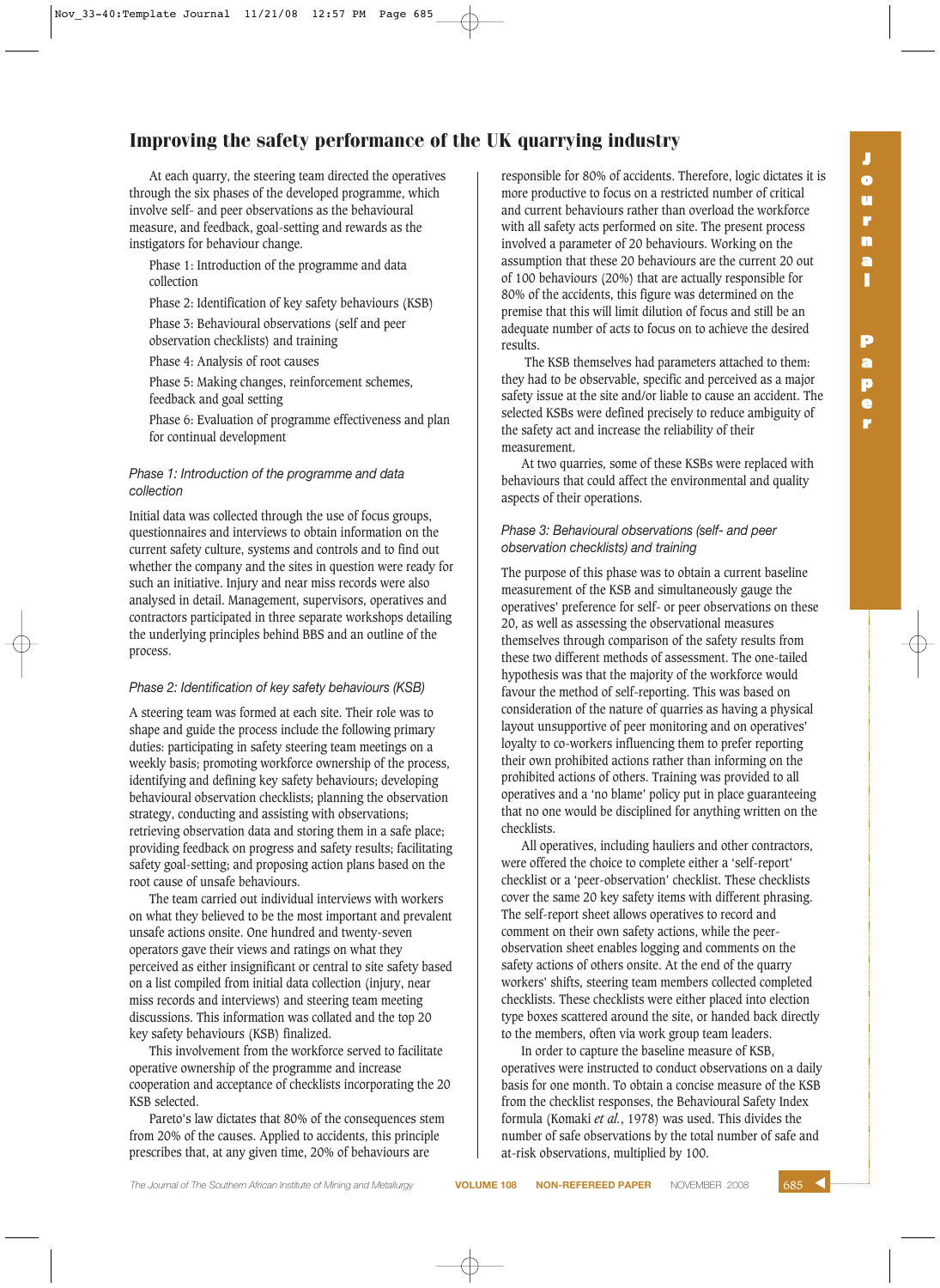At each quarry, the steering team directed the operatives through the six phases of the developed programme, which involve self- and peer observations as the behavioural measure, and feedback, goal-setting and rewards as the instigators for behaviour change.

Phase 1: Introduction of the programme and data collection

Phase 2: Identification of key safety behaviours (KSB)

Phase 3: Behavioural observations (self and peer observation checklists) and training

Phase 4: Analysis of root causes

Phase 5: Making changes, reinforcement schemes, feedback and goal setting

Phase 6: Evaluation of programme effectiveness and plan for continual development

### *Phase 1: Introduction of the programme and data collection*

Initial data was collected through the use of focus groups, questionnaires and interviews to obtain information on the current safety culture, systems and controls and to find out whether the company and the sites in question were ready for such an initiative. Injury and near miss records were also analysed in detail. Management, supervisors, operatives and contractors participated in three separate workshops detailing the underlying principles behind BBS and an outline of the process.

### *Phase 2: Identification of key safety behaviours (KSB)*

A steering team was formed at each site. Their role was to shape and guide the process include the following primary duties: participating in safety steering team meetings on a weekly basis; promoting workforce ownership of the process, identifying and defining key safety behaviours; developing behavioural observation checklists; planning the observation strategy, conducting and assisting with observations; retrieving observation data and storing them in a safe place; providing feedback on progress and safety results; facilitating safety goal-setting; and proposing action plans based on the root cause of unsafe behaviours.

The team carried out individual interviews with workers on what they believed to be the most important and prevalent unsafe actions onsite. One hundred and twenty-seven operators gave their views and ratings on what they perceived as either insignificant or central to site safety based on a list compiled from initial data collection (injury, near miss records and interviews) and steering team meeting discussions. This information was collated and the top 20 key safety behaviours (KSB) finalized.

This involvement from the workforce served to facilitate operative ownership of the programme and increase cooperation and acceptance of checklists incorporating the 20 KSB selected.

Pareto's law dictates that 80% of the consequences stem from 20% of the causes. Applied to accidents, this principle prescribes that, at any given time, 20% of behaviours are responsible for 80% of accidents. Therefore, logic dictates it is more productive to focus on a restricted number of critical and current behaviours rather than overload the workforce with all safety acts performed on site. The present process involved a parameter of 20 behaviours. Working on the assumption that these 20 behaviours are the current 20 out of 100 behaviours (20%) that are actually responsible for 80% of the accidents, this figure was determined on the premise that this will limit dilution of focus and still be an adequate number of acts to focus on to achieve the desired results.

The KSB themselves had parameters attached to them: they had to be observable, specific and perceived as a major safety issue at the site and/or liable to cause an accident. The selected KSBs were defined precisely to reduce ambiguity of the safety act and increase the reliability of their measurement.

At two quarries, some of these KSBs were replaced with behaviours that could affect the environmental and quality aspects of their operations.

### *Phase 3: Behavioural observations (self- and peer observation checklists) and training*

The purpose of this phase was to obtain a current baseline measurement of the KSB and simultaneously gauge the operatives' preference for self- or peer observations on these 20, as well as assessing the observational measures themselves through comparison of the safety results from these two different methods of assessment. The one-tailed hypothesis was that the majority of the workforce would favour the method of self-reporting. This was based on consideration of the nature of quarries as having a physical layout unsupportive of peer monitoring and on operatives' loyalty to co-workers influencing them to prefer reporting their own prohibited actions rather than informing on the prohibited actions of others. Training was provided to all operatives and a 'no blame' policy put in place guaranteeing that no one would be disciplined for anything written on the checklists.

All operatives, including hauliers and other contractors, were offered the choice to complete either a 'self-report' checklist or a 'peer-observation' checklist. These checklists cover the same 20 key safety items with different phrasing. The self-report sheet allows operatives to record and comment on their own safety actions, while the peer-observation sheet enables logging and comments on the safety actions of others onsite. At the end of the quarry workers' shifts, steering team members collected completed checklists. These checklists were either placed into election type boxes scattered around the site, or handed back directly to the members, often via work group team leaders.

In order to capture the baseline measure of KSB, operatives were instructed to conduct observations on a daily basis for one month. To obtain a concise measure of the KSB from the checklist responses, the Behavioural Safety Index formula (Komaki *et al.*, 1978) was used. This divides the number of safe observations by the total number of safe and at-risk observations, multiplied by 100.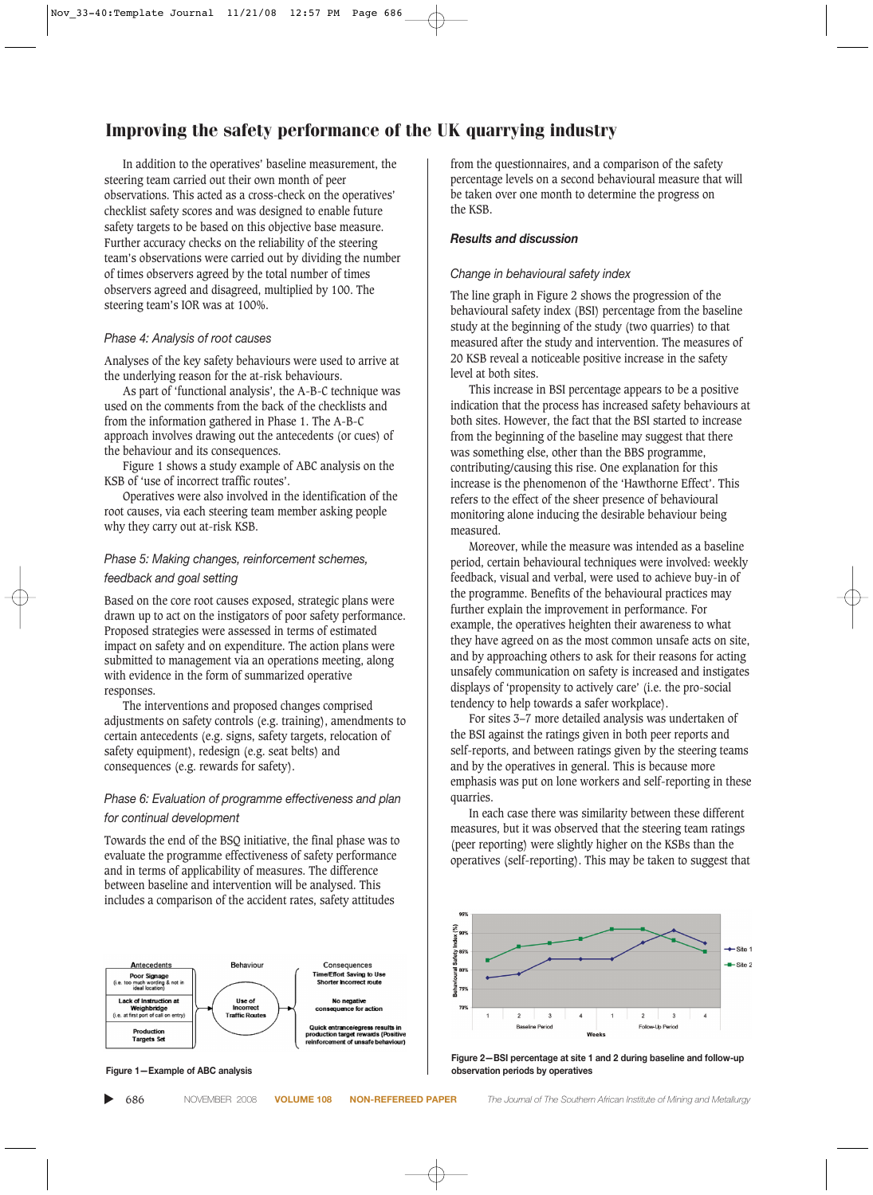## Improving the safety performance of the UK quarrying industry

In addition to the operatives' baseline measurement, the steering team carried out their own month of peer observations. This acted as a cross-check on the operatives' checklist safety scores and was designed to enable future safety targets to be based on this objective base measure. Further accuracy checks on the reliability of the steering team's observations were carried out by dividing the number of times observers agreed by the total number of times observers agreed and disagreed, multiplied by 100. The steering team's IOR was at 100%.

*Phase 4: Analysis of root causes*

Analyses of the key safety behaviours were used to arrive at the underlying reason for the at-risk behaviours.

As part of 'functional analysis', the A-B-C technique was used on the comments from the back of the checklists and from the information gathered in Phase 1. The A-B-C approach involves drawing out the antecedents (or cues) of the behaviour and its consequences.

Figure 1 shows a study example of ABC analysis on the KSB of 'use of incorrect traffic routes'.

Operatives were also involved in the identification of the root causes, via each steering team member asking people why they carry out at-risk KSB.

*Phase 5: Making changes, reinforcement schemes, feedback and goal setting*

Based on the core root causes exposed, strategic plans were drawn up to act on the instigators of poor safety performance. Proposed strategies were assessed in terms of estimated impact on safety and on expenditure. The action plans were submitted to management via an operations meeting, along with evidence in the form of summarized operative responses.

The interventions and proposed changes comprised adjustments on safety controls (e.g. training), amendments to certain antecedents (e.g. signs, safety targets, relocation of safety equipment), redesign (e.g. seat belts) and consequences (e.g. rewards for safety).

*Phase 6: Evaluation of programme effectiveness and plan for continual development*

Towards the end of the BSQ initiative, the final phase was to evaluate the programme effectiveness of safety performance and in terms of applicability of measures. The difference between baseline and intervention will be analysed. This includes a comparison of the accident rates, safety attitudes from the questionnaires, and a comparison of the safety percentage levels on a second behavioural measure that will be taken over one month to determine the progress on the KSB.

| Antecedents | Behaviour | Consequences |
|---|---|---|
| Poor Signage (i.e. too much wording & not in ideal location) | Use of Incorrect Traffic Routes | Time/Effort Saving to Use Shorter Incorrect route |
| Lack of Instruction at Weighbridge (i.e. at first port of call on entry) | | No negative consequence for action |
| Production Targets Set | | Quick entrance/egress results in production target rewards (Positive reinforcement of unsafe behaviour) |

Figure 1—Example of ABC analysis

### *Results and discussion*

*Change in behavioural safety index*

The line graph in Figure 2 shows the progression of the behavioural safety index (BSI) percentage from the baseline study at the beginning of the study (two quarries) to that measured after the study and intervention. The measures of 20 KSB reveal a noticeable positive increase in the safety level at both sites.

This increase in BSI percentage appears to be a positive indication that the process has increased safety behaviours at both sites. However, the fact that the BSI started to increase from the beginning of the baseline may suggest that there was something else, other than the BBS programme, contributing/causing this rise. One explanation for this increase is the phenomenon of the 'Hawthorne Effect'. This refers to the effect of the sheer presence of behavioural monitoring alone inducing the desirable behaviour being measured.

Moreover, while the measure was intended as a baseline period, certain behavioural techniques were involved: weekly feedback, visual and verbal, were used to achieve buy-in of the programme. Benefits of the behavioural practices may further explain the improvement in performance. For example, the operatives heighten their awareness to what they have agreed on as the most common unsafe acts on site, and by approaching others to ask for their reasons for acting unsafely communication on safety is increased and instigates displays of 'propensity to actively care' (i.e. the pro-social tendency to help towards a safer workplace).

For sites 3–7 more detailed analysis was undertaken of the BSI against the ratings given in both peer reports and self-reports, and between ratings given by the steering teams and by the operatives in general. This is because more emphasis was put on lone workers and self-reporting in these quarries.

In each case there was similarity between these different measures, but it was observed that the steering team ratings (peer reporting) were slightly higher on the KSBs than the operatives (self-reporting). This may be taken to suggest that

Figure 2—BSI percentage at site 1 and 2 during baseline and follow-up observation periods by operatives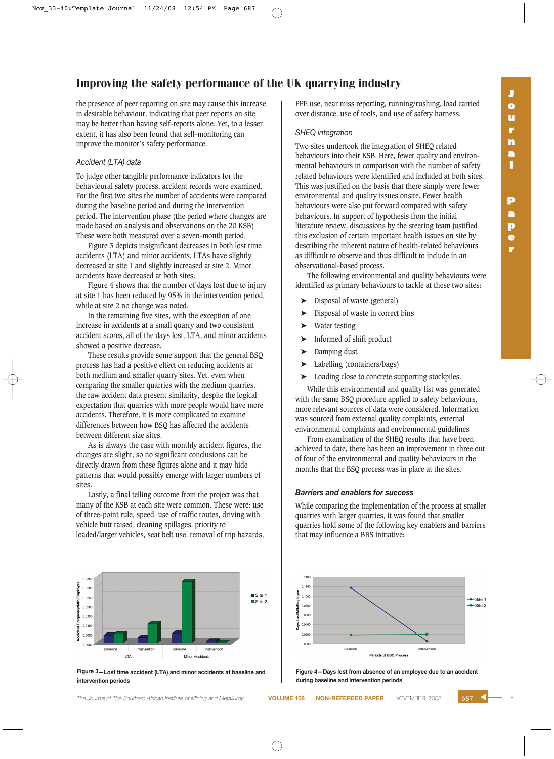## Improving the safety performance of the UK quarrying industry

the presence of peer reporting on site may cause this increase in desirable behaviour, indicating that peer reports on site may be better than having self-reports alone. Yet, to a lesser extent, it has also been found that self-monitoring can improve the monitor's safety performance.

### *Accident (LTA) data*

To judge other tangible performance indicators for the behavioural safety process, accident records were examined. For the first two sites the number of accidents were compared during the baseline period and during the intervention period. The intervention phase (the period where changes are made based on analysis and observations on the 20 KSB) These were both measured over a seven-month period.

Figure 3 depicts insignificant decreases in both lost time accidents (LTA) and minor accidents. LTAs have slightly decreased at site 1 and slightly increased at site 2. Minor accidents have decreased at both sites.

Figure 4 shows that the number of days lost due to injury at site 1 has been reduced by 95% in the intervention period, while at site 2 no change was noted.

In the remaining five sites, with the exception of one increase in accidents at a small quarry and two consistent accident scores, all of the days lost, LTA, and minor accidents showed a positive decrease.

These results provide some support that the general BSQ process has had a positive effect on reducing accidents at both medium and smaller quarry sites. Yet, even when comparing the smaller quarries with the medium quarries, the raw accident data present similarity, despite the logical expectation that quarries with more people would have more accidents. Therefore, it is more complicated to examine differences between how BSQ has affected the accidents between different size sites.

As is always the case with monthly accident figures, the changes are slight, so no significant conclusions can be directly drawn from these figures alone and it may hide patterns that would possibly emerge with larger numbers of sites.

Lastly, a final telling outcome from the project was that many of the KSB at each site were common. These were: use of three-point rule, speed, use of traffic routes, driving with vehicle butt raised, cleaning spillages, priority to loaded/larger vehicles, seat belt use, removal of trip hazards, PPE use, near miss reporting, running/rushing, load carried over distance, use of tools, and use of safety harness.

### *SHEQ integration*

Two sites undertook the integration of SHEQ related behaviours into their KSB. Here, fewer quality and environmental behaviours in comparison with the number of safety related behaviours were identified and included at both sites. This was justified on the basis that there simply were fewer environmental and quality issues onsite. Fewer health behaviours were also put forward compared with safety behaviours. In support of hypothesis from the initial literature review, discussions by the steering team justified this exclusion of certain important health issues on site by describing the inherent nature of health-related behaviours as difficult to observe and thus difficult to include in an observational-based process.

The following environmental and quality behaviours were identified as primary behaviours to tackle at these two sites:

- Disposal of waste (general)
- Disposal of waste in correct bins
- Water testing
- Informed of shift product
- Damping dust
- Labelling (containers/bags)
- Loading close to concrete supporting stockpiles.

While this environmental and quality list was generated with the same BSQ procedure applied to safety behaviours, more relevant sources of data were considered. Information was sourced from external quality complaints, external environmental complaints and environmental guidelines

From examination of the SHEQ results that have been achieved to date, there has been an improvement in three out of four of the environmental and quality behaviours in the months that the BSQ process was in place at the sites.

### *Barriers and enablers for success*

While comparing the implementation of the process at smaller quarries with larger quarries, it was found that smaller quarries hold some of the following key enablers and barriers that may influence a BBS initiative:

**Figure 3—Lost time accident (LTA) and minor accidents at baseline and intervention periods**

**Figure 4—Days lost from absence of an employee due to an accident during baseline and intervention periods**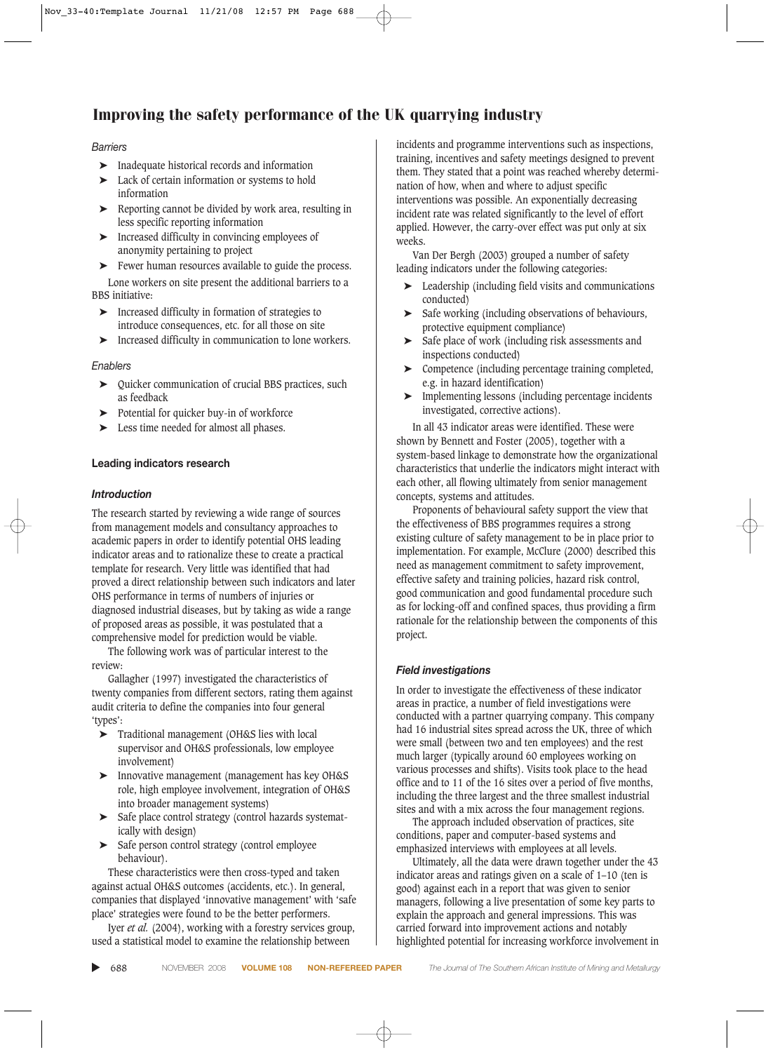*Barriers*

- Inadequate historical records and information
- Lack of certain information or systems to hold information
- Reporting cannot be divided by work area, resulting in less specific reporting information
- Increased difficulty in convincing employees of anonymity pertaining to project
- Fewer human resources available to guide the process.

Lone workers on site present the additional barriers to a BBS initiative:

- Increased difficulty in formation of strategies to introduce consequences, etc. for all those on site
- Increased difficulty in communication to lone workers.

*Enablers*

- Quicker communication of crucial BBS practices, such as feedback
- Potential for quicker buy-in of workforce
- Less time needed for almost all phases.

## Leading indicators research

### *Introduction*

The research started by reviewing a wide range of sources from management models and consultancy approaches to academic papers in order to identify potential OHS leading indicator areas and to rationalize these to create a practical template for research. Very little was identified that had proved a direct relationship between such indicators and later OHS performance in terms of numbers of injuries or diagnosed industrial diseases, but by taking as wide a range of proposed areas as possible, it was postulated that a comprehensive model for prediction would be viable.

The following work was of particular interest to the review:

Gallagher (1997) investigated the characteristics of twenty companies from different sectors, rating them against audit criteria to define the companies into four general 'types':

- Traditional management (OH&S lies with local supervisor and OH&S professionals, low employee involvement)
- Innovative management (management has key OH&S role, high employee involvement, integration of OH&S into broader management systems)
- Safe place control strategy (control hazards systematically with design)
- Safe person control strategy (control employee behaviour).

These characteristics were then cross-typed and taken against actual OH&S outcomes (accidents, etc.). In general, companies that displayed 'innovative management' with 'safe place' strategies were found to be the better performers.

Iyer *et al.* (2004), working with a forestry services group, used a statistical model to examine the relationship between incidents and programme interventions such as inspections, training, incentives and safety meetings designed to prevent them. They stated that a point was reached whereby determination of how, when and where to adjust specific interventions was possible. An exponentially decreasing incident rate was related significantly to the level of effort applied. However, the carry-over effect was put only at six weeks.

Van Der Bergh (2003) grouped a number of safety leading indicators under the following categories:

- Leadership (including field visits and communications conducted)
- Safe working (including observations of behaviours, protective equipment compliance)
- Safe place of work (including risk assessments and inspections conducted)
- Competence (including percentage training completed, e.g. in hazard identification)
- Implementing lessons (including percentage incidents investigated, corrective actions).

In all 43 indicator areas were identified. These were shown by Bennett and Foster (2005), together with a system-based linkage to demonstrate how the organizational characteristics that underlie the indicators might interact with each other, all flowing ultimately from senior management concepts, systems and attitudes.

Proponents of behavioural safety support the view that the effectiveness of BBS programmes requires a strong existing culture of safety management to be in place prior to implementation. For example, McClure (2000) described this need as management commitment to safety improvement, effective safety and training policies, hazard risk control, good communication and good fundamental procedure such as for locking-off and confined spaces, thus providing a firm rationale for the relationship between the components of this project.

### *Field investigations*

In order to investigate the effectiveness of these indicator areas in practice, a number of field investigations were conducted with a partner quarrying company. This company had 16 industrial sites spread across the UK, three of which were small (between two and ten employees) and the rest much larger (typically around 60 employees working on various processes and shifts). Visits took place to the head office and to 11 of the 16 sites over a period of five months, including the three largest and the three smallest industrial sites and with a mix across the four management regions.

The approach included observation of practices, site conditions, paper and computer-based systems and emphasized interviews with employees at all levels.

Ultimately, all the data were drawn together under the 43 indicator areas and ratings given on a scale of 1–10 (ten is good) against each in a report that was given to senior managers, following a live presentation of some key parts to explain the approach and general impressions. This was carried forward into improvement actions and notably highlighted potential for increasing workforce involvement in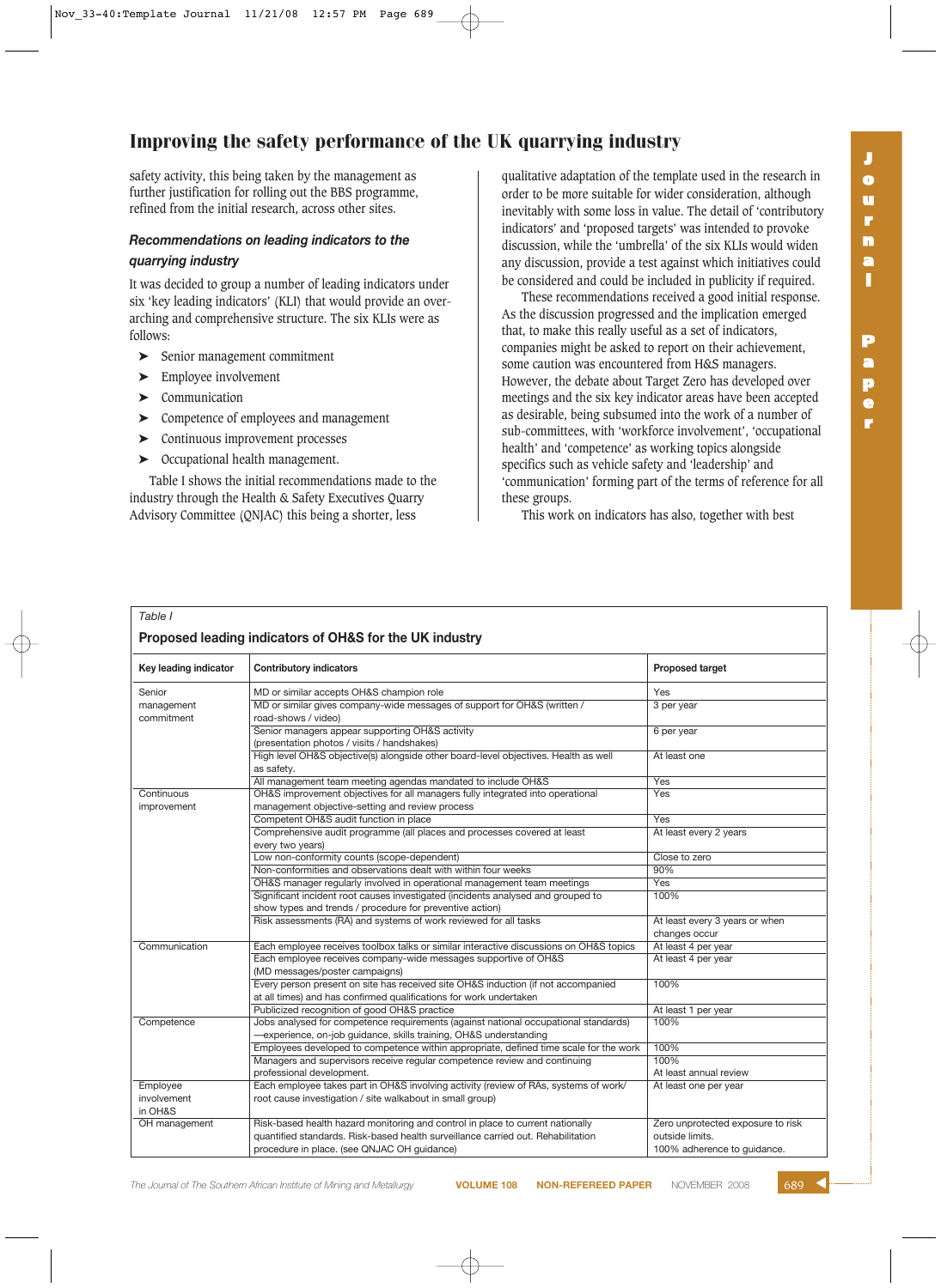safety activity, this being taken by the management as further justification for rolling out the BBS programme, refined from the initial research, across other sites.

### *Recommendations on leading indicators to the quarrying industry*

It was decided to group a number of leading indicators under six 'key leading indicators' (KLI) that would provide an over-arching and comprehensive structure. The six KLIs were as follows:

- Senior management commitment
- Employee involvement
- Communication
- Competence of employees and management
- Continuous improvement processes
- Occupational health management.

Table I shows the initial recommendations made to the industry through the Health & Safety Executives Quarry Advisory Committee (QNJAC) this being a shorter, less qualitative adaptation of the template used in the research in order to be more suitable for wider consideration, although inevitably with some loss in value. The detail of 'contributory indicators' and 'proposed targets' was intended to provoke discussion, while the 'umbrella' of the six KLIs would widen any discussion, provide a test against which initiatives could be considered and could be included in publicity if required.

These recommendations received a good initial response. As the discussion progressed and the implication emerged that, to make this really useful as a set of indicators, companies might be asked to report on their achievement, some caution was encountered from H&S managers. However, the debate about Target Zero has developed over meetings and the six key indicator areas have been accepted as desirable, being subsumed into the work of a number of sub-committees, with 'workforce involvement', 'occupational health' and 'competence' as working topics alongside specifics such as vehicle safety and 'leadership' and 'communication' forming part of the terms of reference for all these groups.

This work on indicators has also, together with best

*Table I*

**Proposed leading indicators of OH&S for the UK industry**

| Key leading indicator | Contributory indicators | Proposed target |
|---|---|---|
| Senior management commitment | MD or similar accepts OH&S champion role | Yes |
| | MD or similar gives company-wide messages of support for OH&S (written / road-shows / video) | 3 per year |
| | Senior managers appear supporting OH&S activity (presentation photos / visits / handshakes) | 6 per year |
| | High level OH&S objective(s) alongside other board-level objectives. Health as well as safety. | At least one |
| | All management team meeting agendas mandated to include OH&S | Yes |
| Continuous improvement | OH&S improvement objectives for all managers fully integrated into operational management objective-setting and review process | Yes |
| | Competent OH&S audit function in place | Yes |
| | Comprehensive audit programme (all places and processes covered at least every two years) | At least every 2 years |
| | Low non-conformity counts (scope-dependent) | Close to zero |
| | Non-conformities and observations dealt with within four weeks | 90% |
| | OH&S manager regularly involved in operational management team meetings | Yes |
| | Significant incident root causes investigated (incidents analysed and grouped to show types and trends / procedure for preventive action) | 100% |
| | Risk assessments (RA) and systems of work reviewed for all tasks | At least every 3 years or when changes occur |
| Communication | Each employee receives toolbox talks or similar interactive discussions on OH&S topics | At least 4 per year |
| | Each employee receives company-wide messages supportive of OH&S (MD messages/poster campaigns) | At least 4 per year |
| | Every person present on site has received site OH&S induction (if not accompanied at all times) and has confirmed qualifications for work undertaken | 100% |
| | Publicized recognition of good OH&S practice | At least 1 per year |
| Competence | Jobs analysed for competence requirements (against national occupational standards) —experience, on-job guidance, skills training, OH&S understanding | 100% |
| | Employees developed to competence within appropriate, defined time scale for the work | 100% |
| | Managers and supervisors receive regular competence review and continuing professional development. | 100% At least annual review |
| Employee involvement in OH&S | Each employee takes part in OH&S involving activity (review of RAs, systems of work/ root cause investigation / site walkabout in small group) | At least one per year |
| OH management | Risk-based health hazard monitoring and control in place to current nationally quantified standards. Risk-based health surveillance carried out. Rehabilitation procedure in place. (see QNJAC OH guidance) | Zero unprotected exposure to risk outside limits. 100% adherence to guidance. |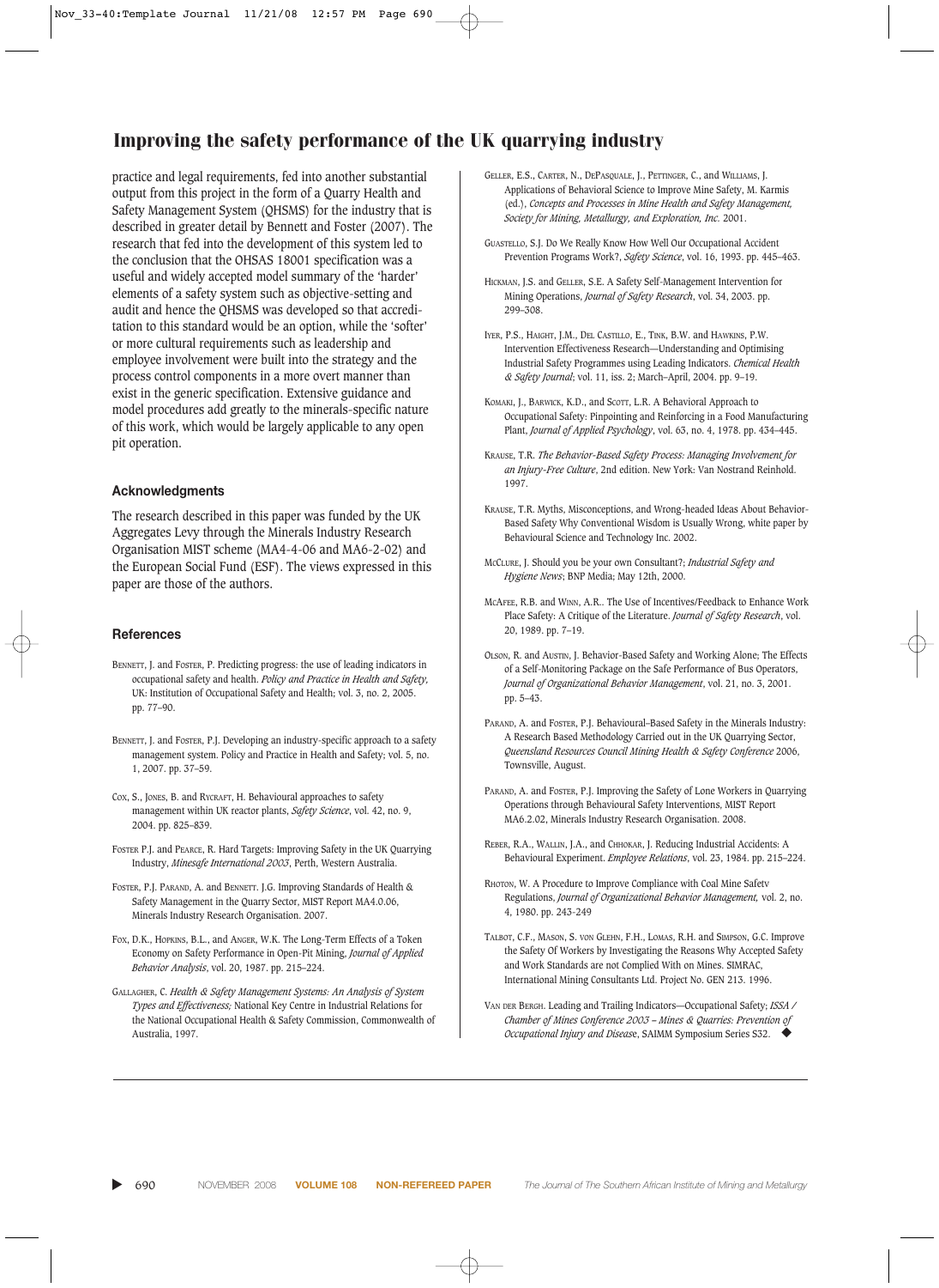practice and legal requirements, fed into another substantial output from this project in the form of a Quarry Health and Safety Management System (QHSMS) for the industry that is described in greater detail by Bennett and Foster (2007). The research that fed into the development of this system led to the conclusion that the OHSAS 18001 specification was a useful and widely accepted model summary of the 'harder' elements of a safety system such as objective-setting and audit and hence the QHSMS was developed so that accreditation to this standard would be an option, while the 'softer' or more cultural requirements such as leadership and employee involvement were built into the strategy and the process control components in a more overt manner than exist in the generic specification. Extensive guidance and model procedures add greatly to the minerals-specific nature of this work, which would be largely applicable to any open pit operation.

## Acknowledgments

The research described in this paper was funded by the UK Aggregates Levy through the Minerals Industry Research Organisation MIST scheme (MA4-4-06 and MA6-2-02) and the European Social Fund (ESF). The views expressed in this paper are those of the authors.

## References

BENNETT, J. and FOSTER, P. Predicting progress: the use of leading indicators in occupational safety and health. *Policy and Practice in Health and Safety*, UK: Institution of Occupational Safety and Health; vol. 3, no. 2, 2005. pp. 77–90.

BENNETT, J. and FOSTER, P.J. Developing an industry-specific approach to a safety management system. Policy and Practice in Health and Safety; vol. 5, no. 1, 2007. pp. 37–59.

COX, S., JONES, B. and RYCRAFT, H. Behavioural approaches to safety management within UK reactor plants, *Safety Science*, vol. 42, no. 9, 2004. pp. 825–839.

FOSTER P.J. and PEARCE, R. Hard Targets: Improving Safety in the UK Quarrying Industry, *Minesafe International 2003*, Perth, Western Australia.

FOSTER, P.J. PARAND, A. and BENNETT. J.G. Improving Standards of Health & Safety Management in the Quarry Sector, MIST Report MA4.0.06, Minerals Industry Research Organisation. 2007.

FOX, D.K., HOPKINS, B.L., and ANGER, W.K. The Long-Term Effects of a Token Economy on Safety Performance in Open-Pit Mining, *Journal of Applied Behavior Analysis*, vol. 20, 1987. pp. 215–224.

GALLAGHER, C. *Health & Safety Management Systems: An Analysis of System Types and Effectiveness;* National Key Centre in Industrial Relations for the National Occupational Health & Safety Commission, Commonwealth of Australia, 1997.

GELLER, E.S., CARTER, N., DEPASQUALE, J., PETTINGER, C., and WILLIAMS, J. Applications of Behavioral Science to Improve Mine Safety, M. Karmis (ed.), *Concepts and Processes in Mine Health and Safety Management, Society for Mining, Metallurgy, and Exploration, Inc.* 2001.

GUASTELLO, S.J. Do We Really Know How Well Our Occupational Accident Prevention Programs Work?, *Safety Science*, vol. 16, 1993. pp. 445–463.

HICKMAN, J.S. and GELLER, S.E. A Safety Self-Management Intervention for Mining Operations, *Journal of Safety Research*, vol. 34, 2003. pp. 299–308.

IYER, P.S., HAIGHT, J.M., DEL CASTILLO, E., TINK, B.W. and HAWKINS, P.W. Intervention Effectiveness Research—Understanding and Optimising Industrial Safety Programmes using Leading Indicators. *Chemical Health & Safety Journal*; vol. 11, iss. 2; March–April, 2004. pp. 9–19.

KOMAKI, J., BARWICK, K.D., and SCOTT, L.R. A Behavioral Approach to Occupational Safety: Pinpointing and Reinforcing in a Food Manufacturing Plant, *Journal of Applied Psychology*, vol. 63, no. 4, 1978. pp. 434–445.

KRAUSE, T.R. *The Behavior-Based Safety Process: Managing Involvement for an Injury-Free Culture*, 2nd edition. New York: Van Nostrand Reinhold. 1997.

KRAUSE, T.R. Myths, Misconceptions, and Wrong-headed Ideas About Behavior-Based Safety Why Conventional Wisdom is Usually Wrong, white paper by Behavioural Science and Technology Inc. 2002.

MCCLURE, J. Should you be your own Consultant?; *Industrial Safety and Hygiene News*; BNP Media; May 12th, 2000.

MCAFEE, R.B. and WINN, A.R.. The Use of Incentives/Feedback to Enhance Work Place Safety: A Critique of the Literature. *Journal of Safety Research*, vol. 20, 1989. pp. 7–19.

OLSON, R. and AUSTIN, J. Behavior-Based Safety and Working Alone; The Effects of a Self-Monitoring Package on the Safe Performance of Bus Operators, *Journal of Organizational Behavior Management*, vol. 21, no. 3, 2001. pp. 5–43.

PARAND, A. and FOSTER, P.J. Behavioural–Based Safety in the Minerals Industry: A Research Based Methodology Carried out in the UK Quarrying Sector, *Queensland Resources Council Mining Health & Safety Conference* 2006, Townsville, August.

PARAND, A. and FOSTER, P.J. Improving the Safety of Lone Workers in Quarrying Operations through Behavioural Safety Interventions, MIST Report MA6.2.02, Minerals Industry Research Organisation. 2008.

REBER, R.A., WALLIN, J.A., and CHHOKAR, J. Reducing Industrial Accidents: A Behavioural Experiment. *Employee Relations*, vol. 23, 1984. pp. 215–224.

RHOTON, W. A Procedure to Improve Compliance with Coal Mine Safetv Regulations, *Journal of Organizational Behavior Management,* vol. 2, no. 4, 1980. pp. 243-249

TALBOT, C.F., MASON, S. VON GLEHN, F.H., LOMAS, R.H. and SIMPSON, G.C. Improve the Safety Of Workers by Investigating the Reasons Why Accepted Safety and Work Standards are not Complied With on Mines. SIMRAC, International Mining Consultants Ltd. Project No. GEN 213. 1996.

VAN DER BERGH. Leading and Trailing Indicators—Occupational Safety; *ISSA / Chamber of Mines Conference 2003 – Mines & Quarries: Prevention of Occupational Injury and Disease*, SAIMM Symposium Series S32. ◆